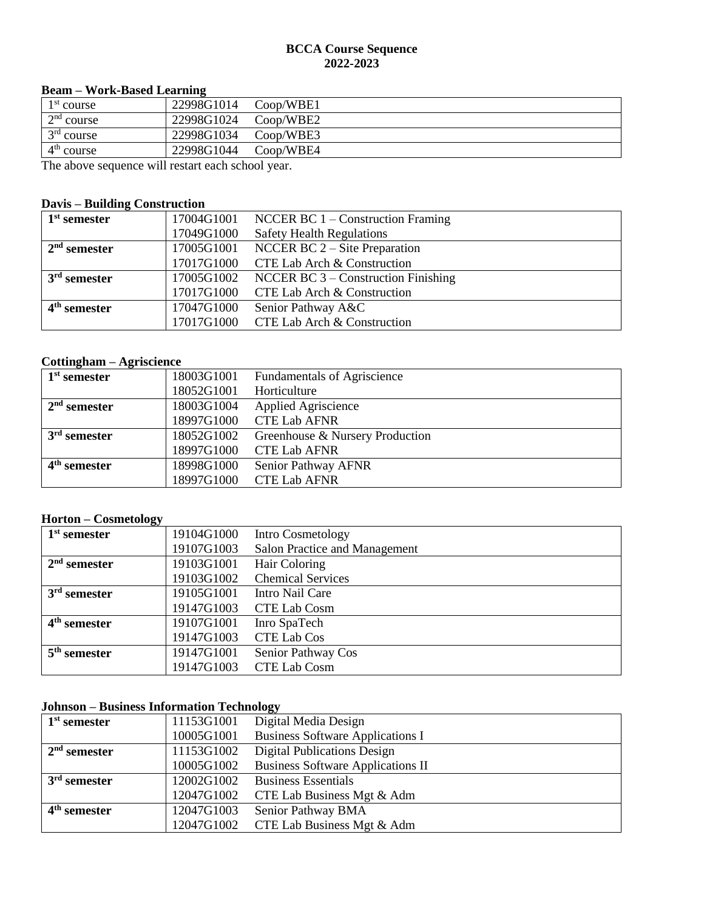**BCCA Course Sequence**
**2022-2023**

**Beam – Work-Based Learning**

| | | |
|---|---|---|
| 1st course | 22998G1014 | Coop/WBE1 |
| 2nd course | 22998G1024 | Coop/WBE2 |
| 3rd course | 22998G1034 | Coop/WBE3 |
| 4th course | 22998G1044 | Coop/WBE4 |

The above sequence will restart each school year.

**Davis – Building Construction**

| | | |
|---|---|---|
| **1st semester** | 17004G1001 | NCCER BC 1 – Construction Framing |
| | 17049G1000 | Safety Health Regulations |
| **2nd semester** | 17005G1001 | NCCER BC 2 – Site Preparation |
| | 17017G1000 | CTE Lab Arch & Construction |
| **3rd semester** | 17005G1002 | NCCER BC 3 – Construction Finishing |
| | 17017G1000 | CTE Lab Arch & Construction |
| **4th semester** | 17047G1000 | Senior Pathway A&C |
| | 17017G1000 | CTE Lab Arch & Construction |

**Cottingham – Agriscience**

| | | |
|---|---|---|
| **1st semester** | 18003G1001 | Fundamentals of Agriscience |
| | 18052G1001 | Horticulture |
| **2nd semester** | 18003G1004 | Applied Agriscience |
| | 18997G1000 | CTE Lab AFNR |
| **3rd semester** | 18052G1002 | Greenhouse & Nursery Production |
| | 18997G1000 | CTE Lab AFNR |
| **4th semester** | 18998G1000 | Senior Pathway AFNR |
| | 18997G1000 | CTE Lab AFNR |

**Horton – Cosmetology**

| | | |
|---|---|---|
| **1st semester** | 19104G1000 | Intro Cosmetology |
| | 19107G1003 | Salon Practice and Management |
| **2nd semester** | 19103G1001 | Hair Coloring |
| | 19103G1002 | Chemical Services |
| **3rd semester** | 19105G1001 | Intro Nail Care |
| | 19147G1003 | CTE Lab Cosm |
| **4th semester** | 19107G1001 | Inro SpaTech |
| | 19147G1003 | CTE Lab Cos |
| **5th semester** | 19147G1001 | Senior Pathway Cos |
| | 19147G1003 | CTE Lab Cosm |

**Johnson – Business Information Technology**

| | | |
|---|---|---|
| **1st semester** | 11153G1001 | Digital Media Design |
| | 10005G1001 | Business Software Applications I |
| **2nd semester** | 11153G1002 | Digital Publications Design |
| | 10005G1002 | Business Software Applications II |
| **3rd semester** | 12002G1002 | Business Essentials |
| | 12047G1002 | CTE Lab Business Mgt & Adm |
| **4th semester** | 12047G1003 | Senior Pathway BMA |
| | 12047G1002 | CTE Lab Business Mgt & Adm |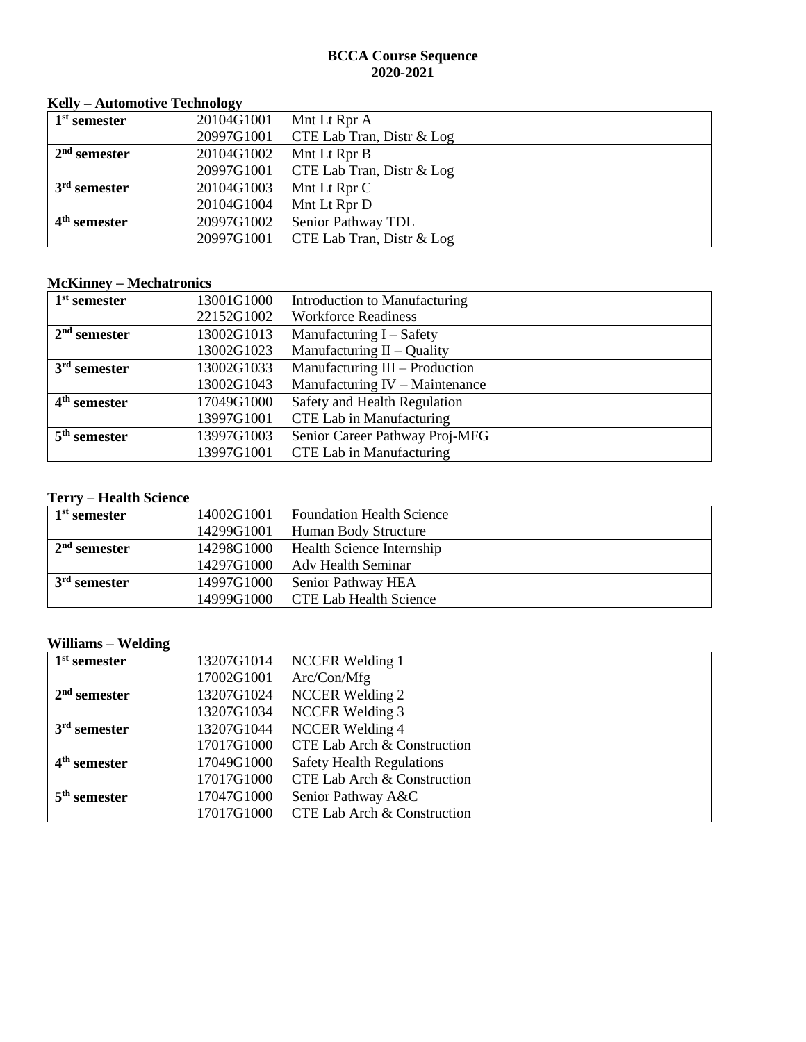# BCCA Course Sequence
## 2020-2021

**Kelly – Automotive Technology**

| | | |
|---|---|---|
| **1st semester** | 20104G1001 | Mnt Lt Rpr A |
| | 20997G1001 | CTE Lab Tran, Distr & Log |
| **2nd semester** | 20104G1002 | Mnt Lt Rpr B |
| | 20997G1001 | CTE Lab Tran, Distr & Log |
| **3rd semester** | 20104G1003 | Mnt Lt Rpr C |
| | 20104G1004 | Mnt Lt Rpr D |
| **4th semester** | 20997G1002 | Senior Pathway TDL |
| | 20997G1001 | CTE Lab Tran, Distr & Log |

**McKinney – Mechatronics**

| | | |
|---|---|---|
| **1st semester** | 13001G1000 | Introduction to Manufacturing |
| | 22152G1002 | Workforce Readiness |
| **2nd semester** | 13002G1013 | Manufacturing I – Safety |
| | 13002G1023 | Manufacturing II – Quality |
| **3rd semester** | 13002G1033 | Manufacturing III – Production |
| | 13002G1043 | Manufacturing IV – Maintenance |
| **4th semester** | 17049G1000 | Safety and Health Regulation |
| | 13997G1001 | CTE Lab in Manufacturing |
| **5th semester** | 13997G1003 | Senior Career Pathway Proj-MFG |
| | 13997G1001 | CTE Lab in Manufacturing |

**Terry – Health Science**

| | | |
|---|---|---|
| **1st semester** | 14002G1001 | Foundation Health Science |
| | 14299G1001 | Human Body Structure |
| **2nd semester** | 14298G1000 | Health Science Internship |
| | 14297G1000 | Adv Health Seminar |
| **3rd semester** | 14997G1000 | Senior Pathway HEA |
| | 14999G1000 | CTE Lab Health Science |

**Williams – Welding**

| | | |
|---|---|---|
| **1st semester** | 13207G1014 | NCCER Welding 1 |
| | 17002G1001 | Arc/Con/Mfg |
| **2nd semester** | 13207G1024 | NCCER Welding 2 |
| | 13207G1034 | NCCER Welding 3 |
| **3rd semester** | 13207G1044 | NCCER Welding 4 |
| | 17017G1000 | CTE Lab Arch & Construction |
| **4th semester** | 17049G1000 | Safety Health Regulations |
| | 17017G1000 | CTE Lab Arch & Construction |
| **5th semester** | 17047G1000 | Senior Pathway A&C |
| | 17017G1000 | CTE Lab Arch & Construction |